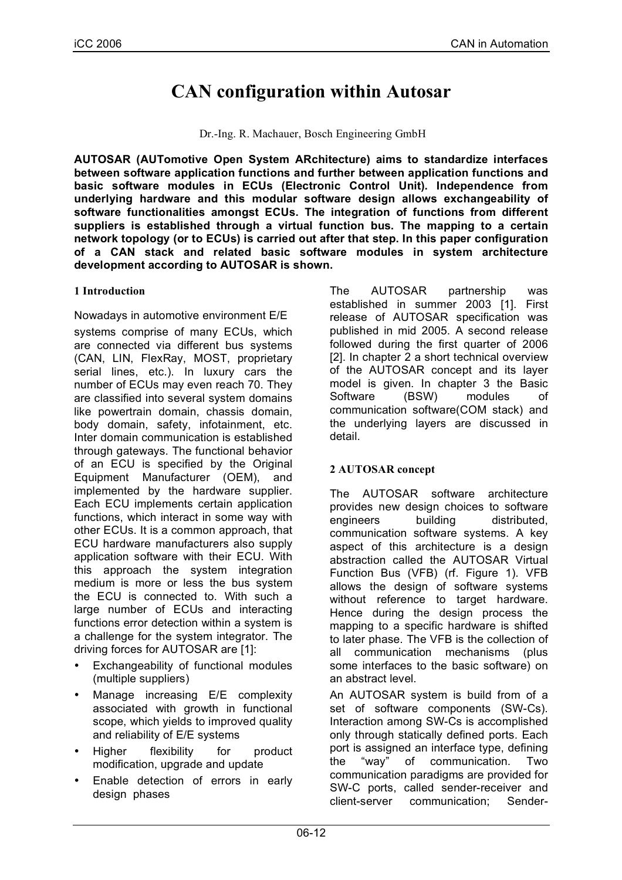# CAN configuration within Autosar

Dr.-Ing. R. Machauer, Bosch Engineering GmbH

**AUTOSAR (AUTomotive Open System ARchitecture) aims to standardize interfaces between software application functions and further between application functions and basic software modules in ECUs (Electronic Control Unit). Independence from underlying hardware and this modular software design allows exchangeability of software functionalities amongst ECUs. The integration of functions from different suppliers is established through a virtual function bus. The mapping to a certain network topology (or to ECUs) is carried out after that step. In this paper configuration of a CAN stack and related basic software modules in system architecture development according to AUTOSAR is shown.**

## 1 Introduction

Nowadays in automotive environment E/E systems comprise of many ECUs, which are connected via different bus systems (CAN, LIN, FlexRay, MOST, proprietary serial lines, etc.). In luxury cars the number of ECUs may even reach 70. They are classified into several system domains like powertrain domain, chassis domain, body domain, safety, infotainment, etc. Inter domain communication is established through gateways. The functional behavior of an ECU is specified by the Original Equipment Manufacturer (OEM), and implemented by the hardware supplier. Each ECU implements certain application functions, which interact in some way with other ECUs. It is a common approach, that ECU hardware manufacturers also supply application software with their ECU. With this approach the system integration medium is more or less the bus system the ECU is connected to. With such a large number of ECUs and interacting functions error detection within a system is a challenge for the system integrator. The driving forces for AUTOSAR are [1]:

- Exchangeability of functional modules (multiple suppliers)
- Manage increasing E/E complexity associated with growth in functional scope, which yields to improved quality and reliability of E/E systems
- Higher flexibility for product modification, upgrade and update
- Enable detection of errors in early design phases

The AUTOSAR partnership was established in summer 2003 [1]. First release of AUTOSAR specification was published in mid 2005. A second release followed during the first quarter of 2006 [2]. In chapter 2 a short technical overview of the AUTOSAR concept and its layer model is given. In chapter 3 the Basic Software (BSW) modules of communication software(COM stack) and the underlying layers are discussed in detail.

## 2 AUTOSAR concept

The AUTOSAR software architecture provides new design choices to software engineers building distributed, communication software systems. A key aspect of this architecture is a design abstraction called the AUTOSAR Virtual Function Bus (VFB) (rf. Figure 1). VFB allows the design of software systems without reference to target hardware. Hence during the design process the mapping to a specific hardware is shifted to later phase. The VFB is the collection of all communication mechanisms (plus some interfaces to the basic software) on an abstract level.

An AUTOSAR system is build from of a set of software components (SW-Cs). Interaction among SW-Cs is accomplished only through statically defined ports. Each port is assigned an interface type, defining the "way" of communication. Two communication paradigms are provided for SW-C ports, called sender-receiver and client-server communication; Sender-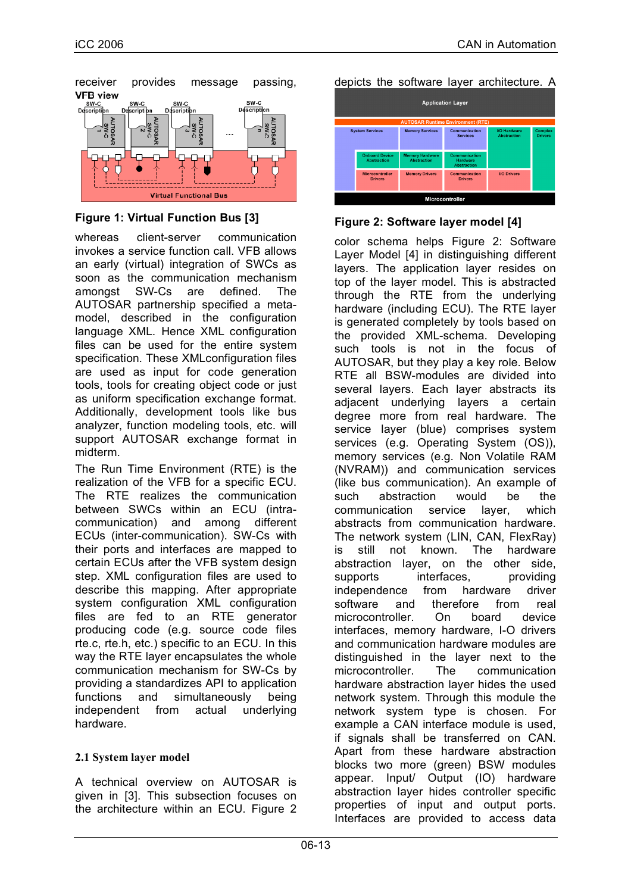receiver provides message passing,

**Figure 1: Virtual Function Bus [3]**

whereas client-server communication invokes a service function call. VFB allows an early (virtual) integration of SWCs as soon as the communication mechanism amongst SW-Cs are defined. The AUTOSAR partnership specified a meta-model, described in the configuration language XML. Hence XML configuration files can be used for the entire system specification. These XMLconfiguration files are used as input for code generation tools, tools for creating object code or just as uniform specification exchange format. Additionally, development tools like bus analyzer, function modeling tools, etc. will support AUTOSAR exchange format in midterm.

The Run Time Environment (RTE) is the realization of the VFB for a specific ECU. The RTE realizes the communication between SWCs within an ECU (intra-communication) and among different ECUs (inter-communication). SW-Cs with their ports and interfaces are mapped to certain ECUs after the VFB system design step. XML configuration files are used to describe this mapping. After appropriate system configuration XML configuration files are fed to an RTE generator producing code (e.g. source code files rte.c, rte.h, etc.) specific to an ECU. In this way the RTE layer encapsulates the whole communication mechanism for SW-Cs by providing a standardizes API to application functions and simultaneously being independent from actual underlying hardware.

## 2.1 System layer model

A technical overview on AUTOSAR is given in [3]. This subsection focuses on the architecture within an ECU. Figure 2 depicts the software layer architecture. A

**Figure 2: Software layer model [4]**

color schema helps Figure 2: Software Layer Model [4] in distinguishing different layers. The application layer resides on top of the layer model. This is abstracted through the RTE from the underlying hardware (including ECU). The RTE layer is generated completely by tools based on the provided XML-schema. Developing such tools is not in the focus of AUTOSAR, but they play a key role. Below RTE all BSW-modules are divided into several layers. Each layer abstracts its adjacent underlying layers a certain degree more from real hardware. The service layer (blue) comprises system services (e.g. Operating System (OS)), memory services (e.g. Non Volatile RAM (NVRAM)) and communication services (like bus communication). An example of such abstraction would be the communication service layer, which abstracts from communication hardware. The network system (LIN, CAN, FlexRay) is still not known. The hardware abstraction layer, on the other side, supports interfaces, providing independence from hardware driver software and therefore from real microcontroller. On board device interfaces, memory hardware, I-O drivers and communication hardware modules are distinguished in the layer next to the microcontroller. The communication hardware abstraction layer hides the used network system. Through this module the network system type is chosen. For example a CAN interface module is used, if signals shall be transferred on CAN. Apart from these hardware abstraction blocks two more (green) BSW modules appear. Input/ Output (IO) hardware abstraction layer hides controller specific properties of input and output ports. Interfaces are provided to access data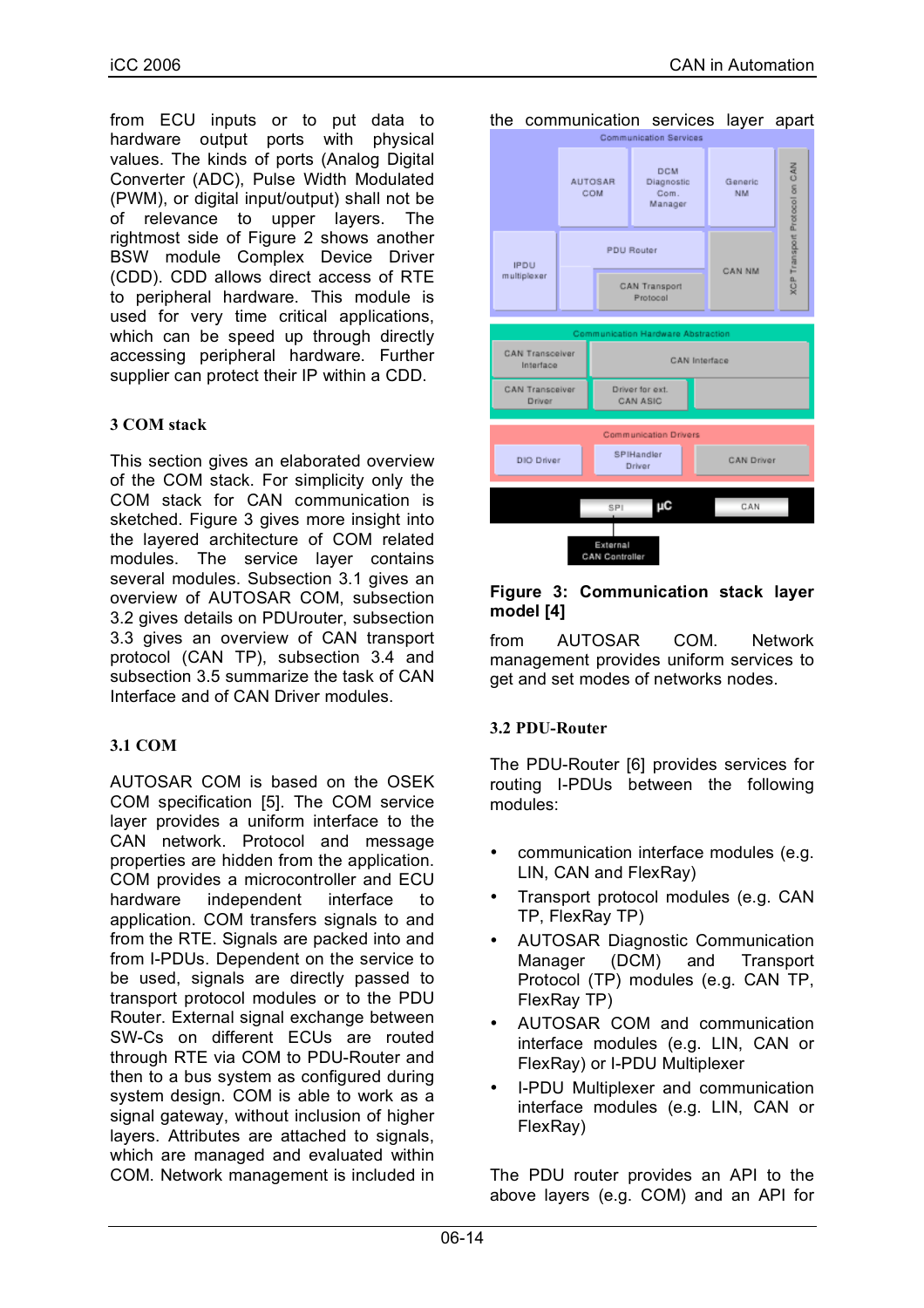from ECU inputs or to put data to hardware output ports with physical values. The kinds of ports (Analog Digital Converter (ADC), Pulse Width Modulated (PWM), or digital input/output) shall not be of relevance to upper layers. The rightmost side of Figure 2 shows another BSW module Complex Device Driver (CDD). CDD allows direct access of RTE to peripheral hardware. This module is used for very time critical applications, which can be speed up through directly accessing peripheral hardware. Further supplier can protect their IP within a CDD.

### 3 COM stack

This section gives an elaborated overview of the COM stack. For simplicity only the COM stack for CAN communication is sketched. Figure 3 gives more insight into the layered architecture of COM related modules. The service layer contains several modules. Subsection 3.1 gives an overview of AUTOSAR COM, subsection 3.2 gives details on PDUrouter, subsection 3.3 gives an overview of CAN transport protocol (CAN TP), subsection 3.4 and subsection 3.5 summarize the task of CAN Interface and of CAN Driver modules.

### 3.1 COM

AUTOSAR COM is based on the OSEK COM specification [5]. The COM service layer provides a uniform interface to the CAN network. Protocol and message properties are hidden from the application. COM provides a microcontroller and ECU hardware independent interface to application. COM transfers signals to and from the RTE. Signals are packed into and from I-PDUs. Dependent on the service to be used, signals are directly passed to transport protocol modules or to the PDU Router. External signal exchange between SW-Cs on different ECUs are routed through RTE via COM to PDU-Router and then to a bus system as configured during system design. COM is able to work as a signal gateway, without inclusion of higher layers. Attributes are attached to signals, which are managed and evaluated within COM. Network management is included in the communication services layer apart

**Figure 3: Communication stack layer model [4]**

from AUTOSAR COM. Network management provides uniform services to get and set modes of networks nodes.

### 3.2 PDU-Router

The PDU-Router [6] provides services for routing I-PDUs between the following modules:

- communication interface modules (e.g. LIN, CAN and FlexRay)
- Transport protocol modules (e.g. CAN TP, FlexRay TP)
- AUTOSAR Diagnostic Communication Manager (DCM) and Transport Protocol (TP) modules (e.g. CAN TP, FlexRay TP)
- AUTOSAR COM and communication interface modules (e.g. LIN, CAN or FlexRay) or I-PDU Multiplexer
- I-PDU Multiplexer and communication interface modules (e.g. LIN, CAN or FlexRay)

The PDU router provides an API to the above layers (e.g. COM) and an API for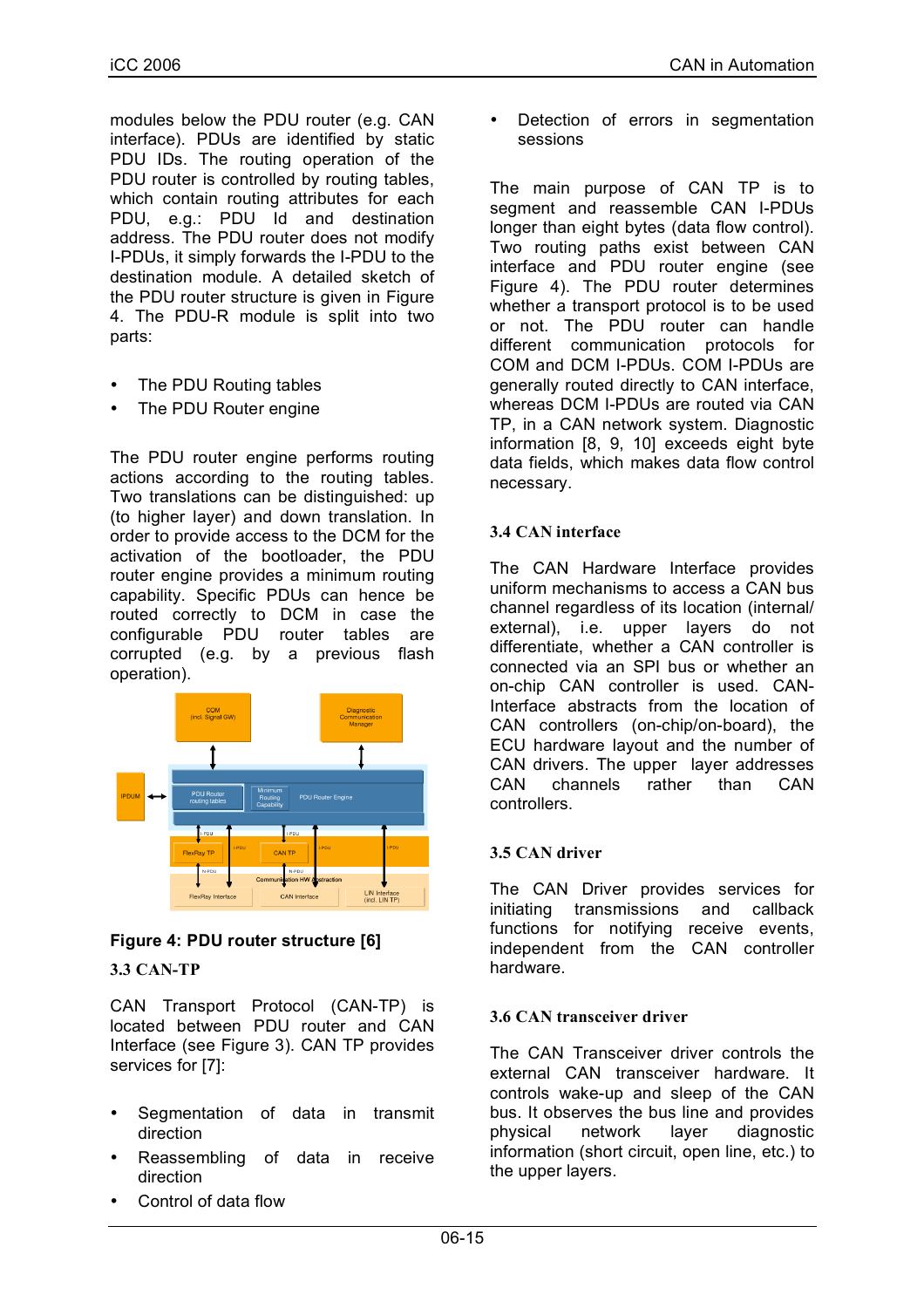modules below the PDU router (e.g. CAN interface). PDUs are identified by static PDU IDs. The routing operation of the PDU router is controlled by routing tables, which contain routing attributes for each PDU, e.g.: PDU Id and destination address. The PDU router does not modify I-PDUs, it simply forwards the I-PDU to the destination module. A detailed sketch of the PDU router structure is given in Figure 4. The PDU-R module is split into two parts:

- The PDU Routing tables
- The PDU Router engine

The PDU router engine performs routing actions according to the routing tables. Two translations can be distinguished: up (to higher layer) and down translation. In order to provide access to the DCM for the activation of the bootloader, the PDU router engine provides a minimum routing capability. Specific PDUs can hence be routed correctly to DCM in case the configurable PDU router tables are corrupted (e.g. by a previous flash operation).

**Figure 4: PDU router structure [6]**

### 3.3 CAN-TP

CAN Transport Protocol (CAN-TP) is located between PDU router and CAN Interface (see Figure 3). CAN TP provides services for [7]:

- Segmentation of data in transmit direction
- Reassembling of data in receive direction
- Control of data flow
- Detection of errors in segmentation sessions

The main purpose of CAN TP is to segment and reassemble CAN I-PDUs longer than eight bytes (data flow control). Two routing paths exist between CAN interface and PDU router engine (see Figure 4). The PDU router determines whether a transport protocol is to be used or not. The PDU router can handle different communication protocols for COM and DCM I-PDUs. COM I-PDUs are generally routed directly to CAN interface, whereas DCM I-PDUs are routed via CAN TP, in a CAN network system. Diagnostic information [8, 9, 10] exceeds eight byte data fields, which makes data flow control necessary.

### 3.4 CAN interface

The CAN Hardware Interface provides uniform mechanisms to access a CAN bus channel regardless of its location (internal/ external), i.e. upper layers do not differentiate, whether a CAN controller is connected via an SPI bus or whether an on-chip CAN controller is used. CAN-Interface abstracts from the location of CAN controllers (on-chip/on-board), the ECU hardware layout and the number of CAN drivers. The upper layer addresses CAN channels rather than CAN controllers.

### 3.5 CAN driver

The CAN Driver provides services for initiating transmissions and callback functions for notifying receive events, independent from the CAN controller hardware.

### 3.6 CAN transceiver driver

The CAN Transceiver driver controls the external CAN transceiver hardware. It controls wake-up and sleep of the CAN bus. It observes the bus line and provides physical network layer diagnostic information (short circuit, open line, etc.) to the upper layers.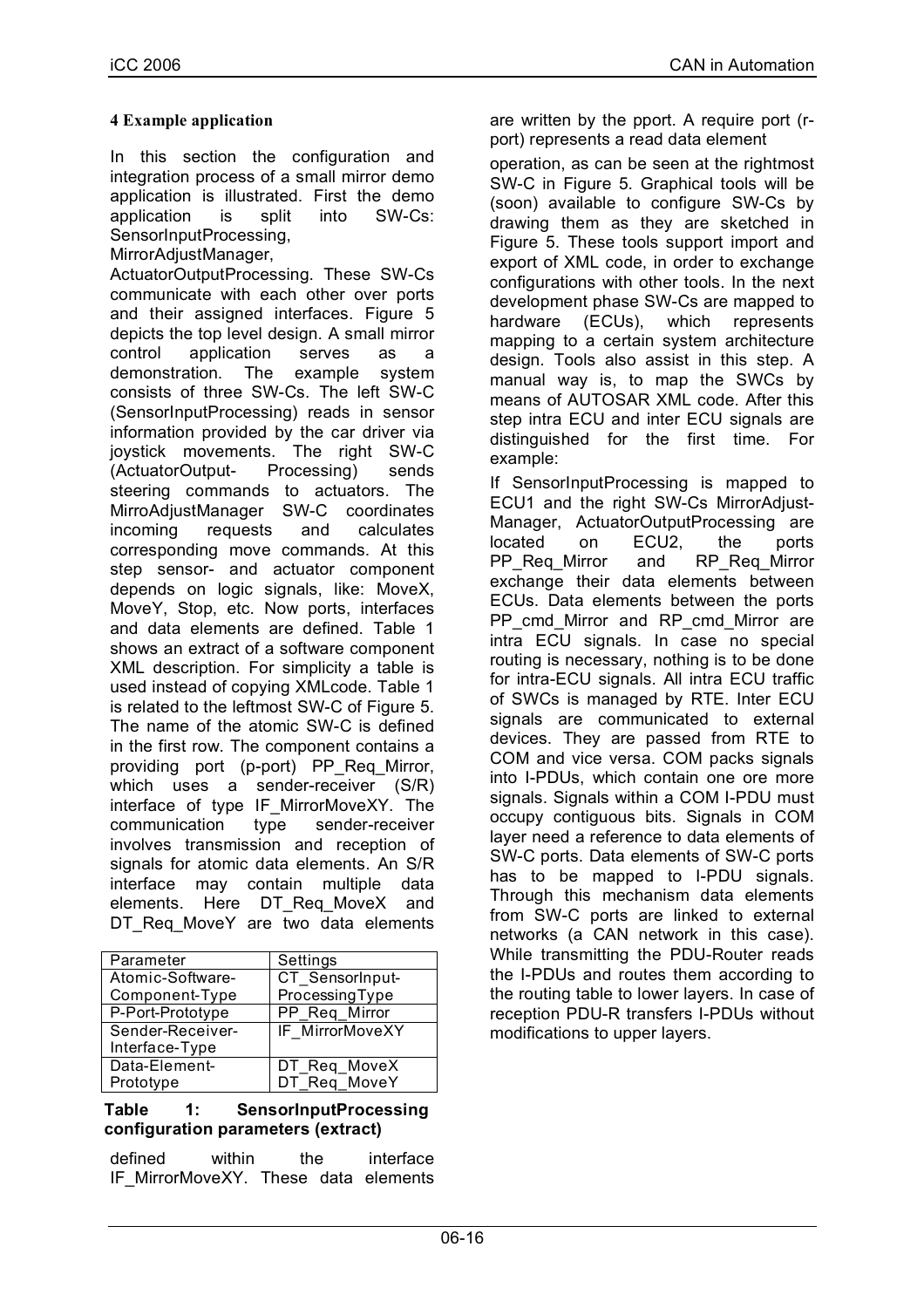#### 4 Example application

In this section the configuration and integration process of a small mirror demo application is illustrated. First the demo application is split into SW-Cs: SensorInputProcessing, MirrorAdjustManager, ActuatorOutputProcessing. These SW-Cs communicate with each other over ports and their assigned interfaces. Figure 5 depicts the top level design. A small mirror control application serves as a demonstration. The example system consists of three SW-Cs. The left SW-C (SensorInputProcessing) reads in sensor information provided by the car driver via joystick movements. The right SW-C (ActuatorOutput- Processing) sends steering commands to actuators. The MirroAdjustManager SW-C coordinates incoming requests and calculates corresponding move commands. At this step sensor- and actuator component depends on logic signals, like: MoveX, MoveY, Stop, etc. Now ports, interfaces and data elements are defined. Table 1 shows an extract of a software component XML description. For simplicity a table is used instead of copying XMLcode. Table 1 is related to the leftmost SW-C of Figure 5. The name of the atomic SW-C is defined in the first row. The component contains a providing port (p-port) PP_Req_Mirror, which uses a sender-receiver (S/R) interface of type IF_MirrorMoveXY. The communication type sender-receiver involves transmission and reception of signals for atomic data elements. An S/R interface may contain multiple data elements. Here DT_Req_MoveX and DT_Req_MoveY are two data elements

| Parameter | Settings |
|---|---|
| Atomic-Software-Component-Type | CT_SensorInput-ProcessingType |
| P-Port-Prototype | PP_Req_Mirror |
| Sender-Receiver-Interface-Type | IF_MirrorMoveXY |
| Data-Element-Prototype | DT_Req_MoveX<br>DT_Req_MoveY |

**Table 1: SensorInputProcessing configuration parameters (extract)**

defined within the interface IF_MirrorMoveXY. These data elements are written by the pport. A require port (r-port) represents a read data element operation, as can be seen at the rightmost SW-C in Figure 5. Graphical tools will be (soon) available to configure SW-Cs by drawing them as they are sketched in Figure 5. These tools support import and export of XML code, in order to exchange configurations with other tools. In the next development phase SW-Cs are mapped to hardware (ECUs), which represents mapping to a certain system architecture design. Tools also assist in this step. A manual way is, to map the SWCs by means of AUTOSAR XML code. After this step intra ECU and inter ECU signals are distinguished for the first time. For example:

If SensorInputProcessing is mapped to ECU1 and the right SW-Cs MirrorAdjust-Manager, ActuatorOutputProcessing are located on ECU2, the ports PP_Req_Mirror and RP_Req_Mirror exchange their data elements between ECUs. Data elements between the ports PP_cmd_Mirror and RP_cmd_Mirror are intra ECU signals. In case no special routing is necessary, nothing is to be done for intra-ECU signals. All intra ECU traffic of SWCs is managed by RTE. Inter ECU signals are communicated to external devices. They are passed from RTE to COM and vice versa. COM packs signals into I-PDUs, which contain one ore more signals. Signals within a COM I-PDU must occupy contiguous bits. Signals in COM layer need a reference to data elements of SW-C ports. Data elements of SW-C ports has to be mapped to I-PDU signals. Through this mechanism data elements from SW-C ports are linked to external networks (a CAN network in this case). While transmitting the PDU-Router reads the I-PDUs and routes them according to the routing table to lower layers. In case of reception PDU-R transfers I-PDUs without modifications to upper layers.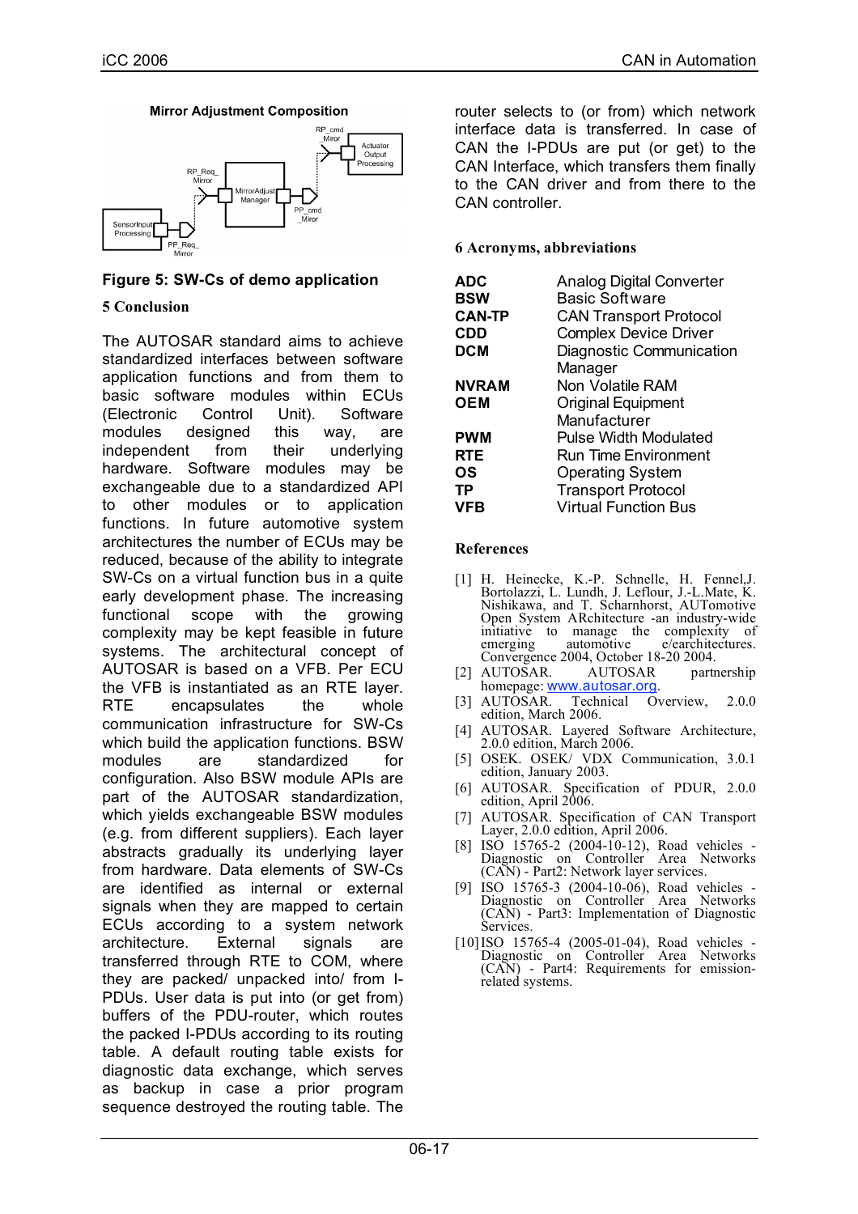Mirror Adjustment Composition

RP_cmd_Miror

Actuator Output Processing

RP_Req_Mirror

MirrorAdjust Manager

PP_cmd_Miror

SensorInput Processing

PP_Req_Mirror

**Figure 5: SW-Cs of demo application**

## 5 Conclusion

The AUTOSAR standard aims to achieve standardized interfaces between software application functions and from them to basic software modules within ECUs (Electronic Control Unit). Software modules designed this way, are independent from their underlying hardware. Software modules may be exchangeable due to a standardized API to other modules or to application functions. In future automotive system architectures the number of ECUs may be reduced, because of the ability to integrate SW-Cs on a virtual function bus in a quite early development phase. The increasing functional scope with the growing complexity may be kept feasible in future systems. The architectural concept of AUTOSAR is based on a VFB. Per ECU the VFB is instantiated as an RTE layer. RTE encapsulates the whole communication infrastructure for SW-Cs which build the application functions. BSW modules are standardized for configuration. Also BSW module APIs are part of the AUTOSAR standardization, which yields exchangeable BSW modules (e.g. from different suppliers). Each layer abstracts gradually its underlying layer from hardware. Data elements of SW-Cs are identified as internal or external signals when they are mapped to certain ECUs according to a system network architecture. External signals are transferred through RTE to COM, where they are packed/ unpacked into/ from I-PDUs. User data is put into (or get from) buffers of the PDU-router, which routes the packed I-PDUs according to its routing table. A default routing table exists for diagnostic data exchange, which serves as backup in case a prior program sequence destroyed the routing table. The router selects to (or from) which network interface data is transferred. In case of CAN the I-PDUs are put (or get) to the CAN Interface, which transfers them finally to the CAN driver and from there to the CAN controller.

## 6 Acronyms, abbreviations

| | |
|---|---|
| **ADC** | Analog Digital Converter |
| **BSW** | Basic Software |
| **CAN-TP** | CAN Transport Protocol |
| **CDD** | Complex Device Driver |
| **DCM** | Diagnostic Communication Manager |
| **NVRAM** | Non Volatile RAM |
| **OEM** | Original Equipment Manufacturer |
| **PWM** | Pulse Width Modulated |
| **RTE** | Run Time Environment |
| **OS** | Operating System |
| **TP** | Transport Protocol |
| **VFB** | Virtual Function Bus |

## References

[1] H. Heinecke, K.-P. Schnelle, H. Fennel,J. Bortolazzi, L. Lundh, J. Leflour, J.-L.Mate, K. Nishikawa, and T. Scharnhorst, AUTomotive Open System ARchitecture -an industry-wide initiative to manage the complexity of emerging automotive e/earchitectures. Convergence 2004, October 18-20 2004.

[2] AUTOSAR. AUTOSAR partnership homepage: www.autosar.org.

[3] AUTOSAR. Technical Overview, 2.0.0 edition, March 2006.

[4] AUTOSAR. Layered Software Architecture, 2.0.0 edition, March 2006.

[5] OSEK. OSEK/ VDX Communication, 3.0.1 edition, January 2003.

[6] AUTOSAR. Specification of PDUR, 2.0.0 edition, April 2006.

[7] AUTOSAR. Specification of CAN Transport Layer, 2.0.0 edition, April 2006.

[8] ISO 15765-2 (2004-10-12), Road vehicles - Diagnostic on Controller Area Networks (CAN) - Part2: Network layer services.

[9] ISO 15765-3 (2004-10-06), Road vehicles - Diagnostic on Controller Area Networks (CAN) - Part3: Implementation of Diagnostic Services.

[10] ISO 15765-4 (2005-01-04), Road vehicles - Diagnostic on Controller Area Networks (CAN) - Part4: Requirements for emission-related systems.